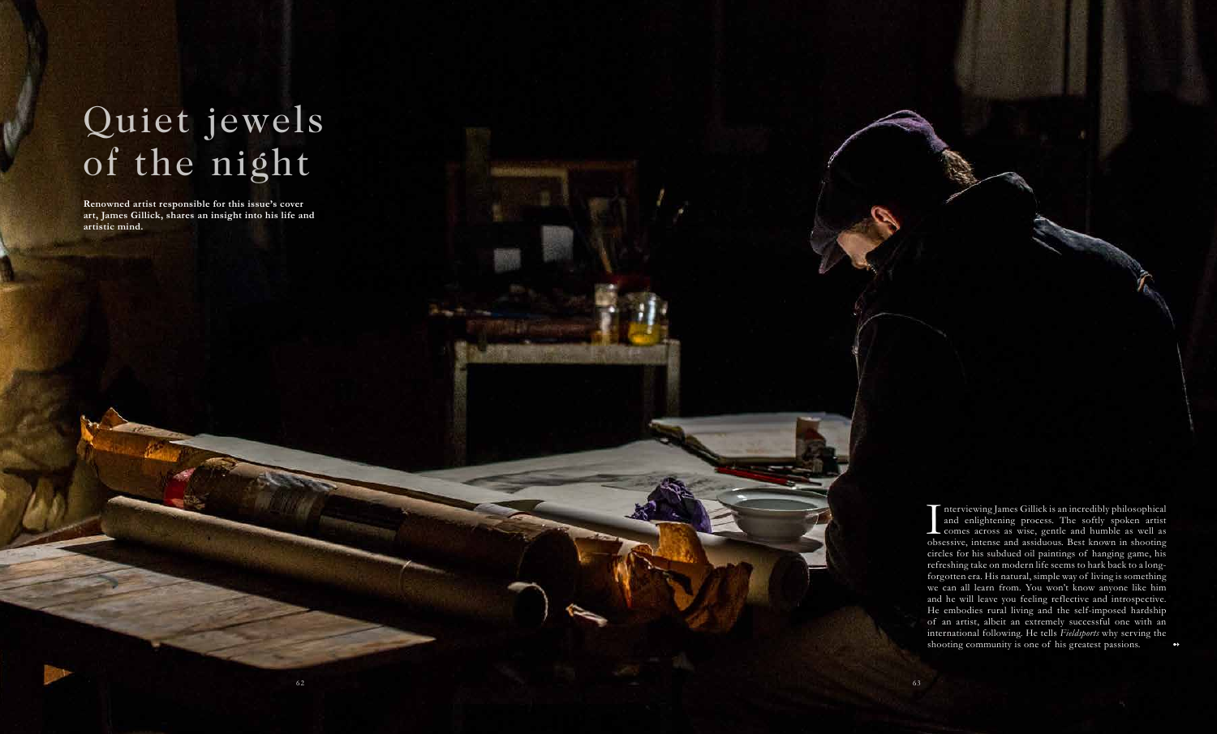# Quiet jewels of the night

**Renowned artist responsible for this issue's cover art, James Gillick, shares an insight into his life and artistic mind.**

Interviewing James Gillick is an incredibly philosophical and enlightening process. The softly spoken artist comes across as wise, gentle and humble as well as obsessive, intense and assiduous. Best known in shooting circles for his subdued oil paintings of hanging game, his refreshing take on modern life seems to hark back to a long-forgotten era. His natural, simple way of living is something we can all learn from. You won't know anyone like him and he will leave you feeling reflective and introspective. He embodies rural living and the self-imposed hardship of an artist, albeit an extremely successful one with an international following. He tells *Fieldsports* why serving the shooting community is one of his greatest passions.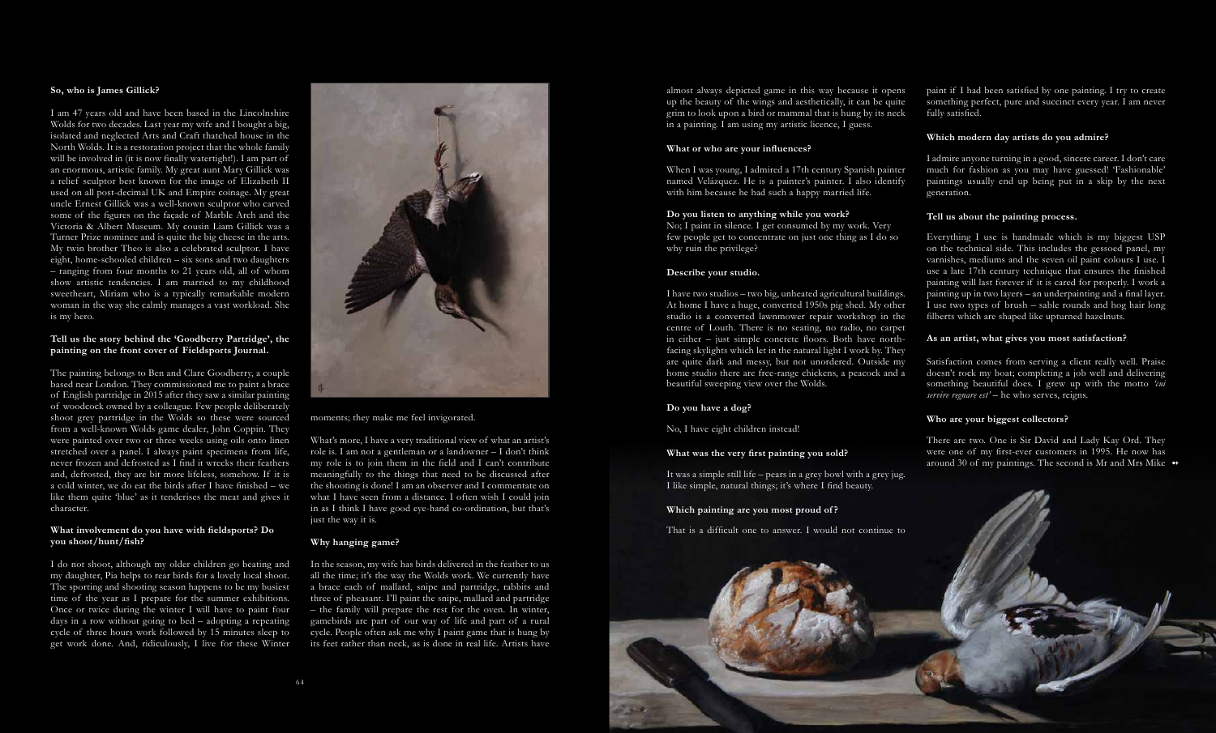**So, who is James Gillick?**

I am 47 years old and have been based in the Lincolnshire Wolds for two decades. Last year my wife and I bought a big, isolated and neglected Arts and Craft thatched house in the North Wolds. It is a restoration project that the whole family will be involved in (it is now finally watertight!). I am part of an enormous, artistic family. My great aunt Mary Gillick was a relief sculptor best known for the image of Elizabeth II used on all post-decimal UK and Empire coinage. My great uncle Ernest Gillick was a well-known sculptor who carved some of the figures on the façade of Marble Arch and the Victoria & Albert Museum. My cousin Liam Gillick was a Turner Prize nominee and is quite the big cheese in the arts. My twin brother Theo is also a celebrated sculptor. I have eight, home-schooled children – six sons and two daughters – ranging from four months to 21 years old, all of whom show artistic tendencies. I am married to my childhood sweetheart, Miriam who is a typically remarkable modern woman in the way she calmly manages a vast workload. She is my hero.

**Tell us the story behind the 'Goodberry Partridge', the painting on the front cover of Fieldsports Journal.**

The painting belongs to Ben and Clare Goodberry, a couple based near London. They commissioned me to paint a brace of English partridge in 2015 after they saw a similar painting of woodcock owned by a colleague. Few people deliberately shoot grey partridge in the Wolds so these were sourced from a well-known Wolds game dealer, John Coppin. They were painted over two or three weeks using oils onto linen stretched over a panel. I always paint specimens from life, never frozen and defrosted as I find it wrecks their feathers and, defrosted, they are bit more lifeless, somehow. If it is a cold winter, we do eat the birds after I have finished – we like them quite 'blue' as it tenderises the meat and gives it character.

**What involvement do you have with fieldsports? Do you shoot/hunt/fish?**

I do not shoot, although my older children go beating and my daughter, Pia helps to rear birds for a lovely local shoot. The sporting and shooting season happens to be my busiest time of the year as I prepare for the summer exhibitions. Once or twice during the winter I will have to paint four days in a row without going to bed – adopting a repeating cycle of three hours work followed by 15 minutes sleep to get work done. And, ridiculously, I live for these Winter moments; they make me feel invigorated.

What's more, I have a very traditional view of what an artist's role is. I am not a gentleman or a landowner – I don't think my role is to join them in the field and I can't contribute meaningfully to the things that need to be discussed after the shooting is done! I am an observer and I commentate on what I have seen from a distance. I often wish I could join in as I think I have good eye-hand co-ordination, but that's just the way it is.

**Why hanging game?**

In the season, my wife has birds delivered in the feather to us all the time; it's the way the Wolds work. We currently have a brace each of mallard, snipe and partridge, rabbits and three of pheasant. I'll paint the snipe, mallard and partridge – the family will prepare the rest for the oven. In winter, gamebirds are part of our way of life and part of a rural cycle. People often ask me why I paint game that is hung by its feet rather than neck, as is done in real life. Artists have almost always depicted game in this way because it opens up the beauty of the wings and aesthetically, it can be quite grim to look upon a bird or mammal that is hung by its neck in a painting. I am using my artistic licence, I guess.

**What or who are your influences?**

When I was young, I admired a 17th century Spanish painter named Velázquez. He is a painter's painter. I also identify with him because he had such a happy married life.

**Do you listen to anything while you work?**

No; I paint in silence. I get consumed by my work. Very few people get to concentrate on just one thing as I do so why ruin the privilege?

**Describe your studio.**

I have two studios – two big, unheated agricultural buildings. At home I have a huge, converted 1950s pig shed. My other studio is a converted lawnmower repair workshop in the centre of Louth. There is no seating, no radio, no carpet in either – just simple concrete floors. Both have north-facing skylights which let in the natural light I work by. They are quite dark and messy, but not unordered. Outside my home studio there are free-range chickens, a peacock and a beautiful sweeping view over the Wolds.

**Do you have a dog?**

No, I have eight children instead!

**What was the very first painting you sold?**

It was a simple still life – pears in a grey bowl with a grey jug. I like simple, natural things; it's where I find beauty.

**Which painting are you most proud of?**

That is a difficult one to answer. I would not continue to paint if I had been satisfied by one painting. I try to create something perfect, pure and succinct every year. I am never fully satisfied.

**Which modern day artists do you admire?**

I admire anyone turning in a good, sincere career. I don't care much for fashion as you may have guessed! 'Fashionable' paintings usually end up being put in a skip by the next generation.

**Tell us about the painting process.**

Everything I use is handmade which is my biggest USP on the technical side. This includes the gessoed panel, my varnishes, mediums and the seven oil paint colours I use. I use a late 17th century technique that ensures the finished painting will last forever if it is cared for properly. I work a painting up in two layers – an underpainting and a final layer. I use two types of brush – sable rounds and hog hair long filberts which are shaped like upturned hazelnuts.

**As an artist, what gives you most satisfaction?**

Satisfaction comes from serving a client really well. Praise doesn't rock my boat; completing a job well and delivering something beautiful does. I grew up with the motto *'cui servire regnare est'* – he who serves, reigns.

**Who are your biggest collectors?**

There are two. One is Sir David and Lady Kay Ord. They were one of my first-ever customers in 1995. He now has around 30 of my paintings. The second is Mr and Mrs Mike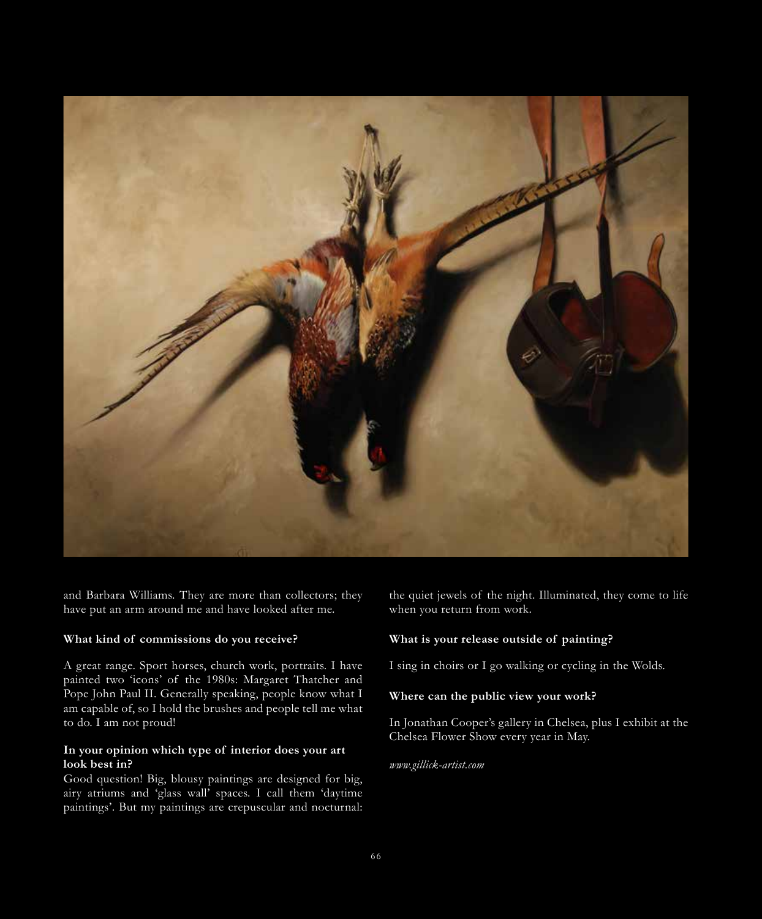and Barbara Williams. They are more than collectors; they have put an arm around me and have looked after me.

**What kind of commissions do you receive?**

A great range. Sport horses, church work, portraits. I have painted two 'icons' of the 1980s: Margaret Thatcher and Pope John Paul II. Generally speaking, people know what I am capable of, so I hold the brushes and people tell me what to do. I am not proud!

**In your opinion which type of interior does your art look best in?**

Good question! Big, blousy paintings are designed for big, airy atriums and 'glass wall' spaces. I call them 'daytime paintings'. But my paintings are crepuscular and nocturnal: the quiet jewels of the night. Illuminated, they come to life when you return from work.

**What is your release outside of painting?**

I sing in choirs or I go walking or cycling in the Wolds.

**Where can the public view your work?**

In Jonathan Cooper's gallery in Chelsea, plus I exhibit at the Chelsea Flower Show every year in May.

*www.gillick-artist.com*